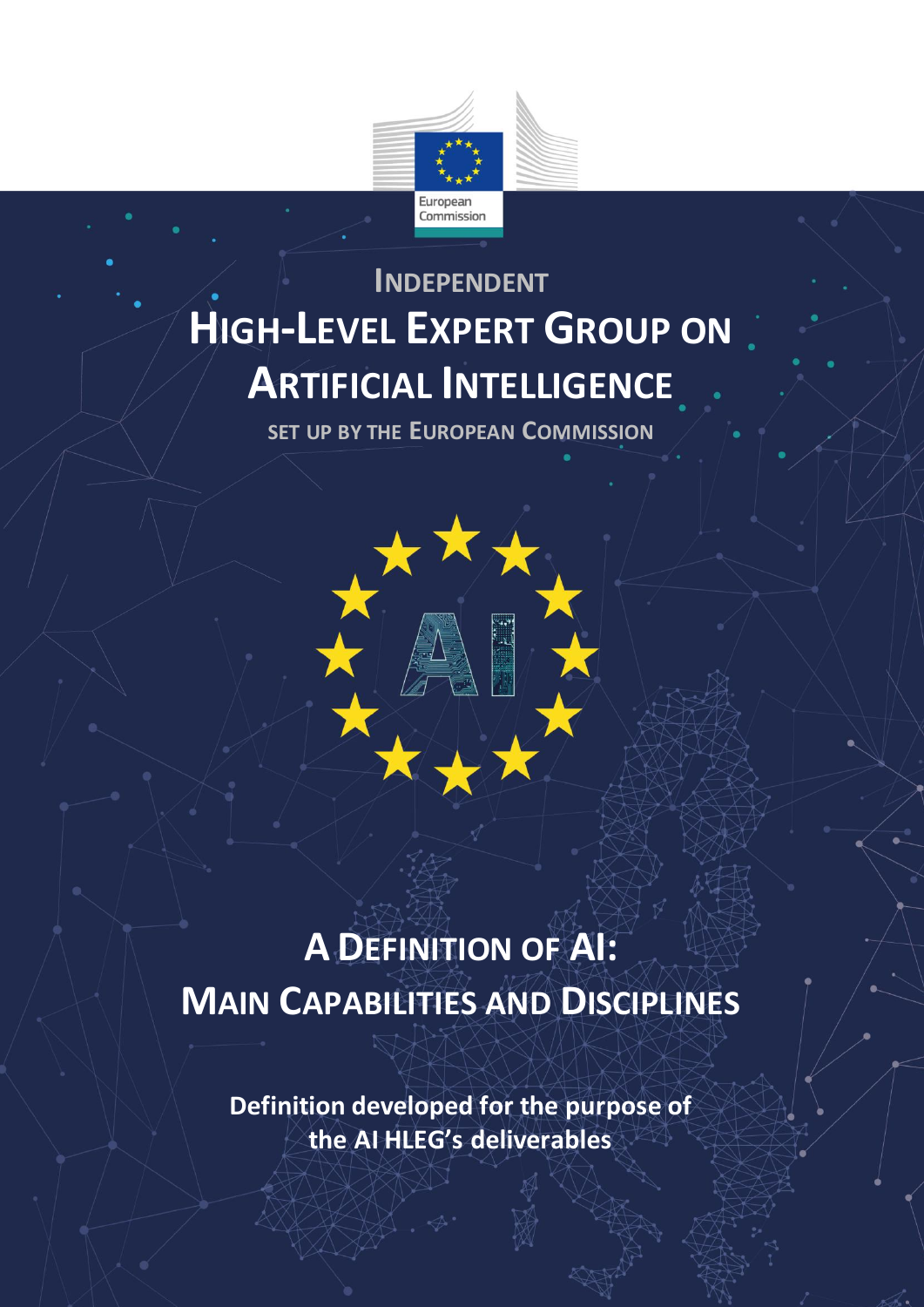European Commission

# Independent High-Level Expert Group on Artificial Intelligence

Set up by the European Commission

# A Definition of AI: Main Capabilities and Disciplines

**Definition developed for the purpose of the AI HLEG's deliverables**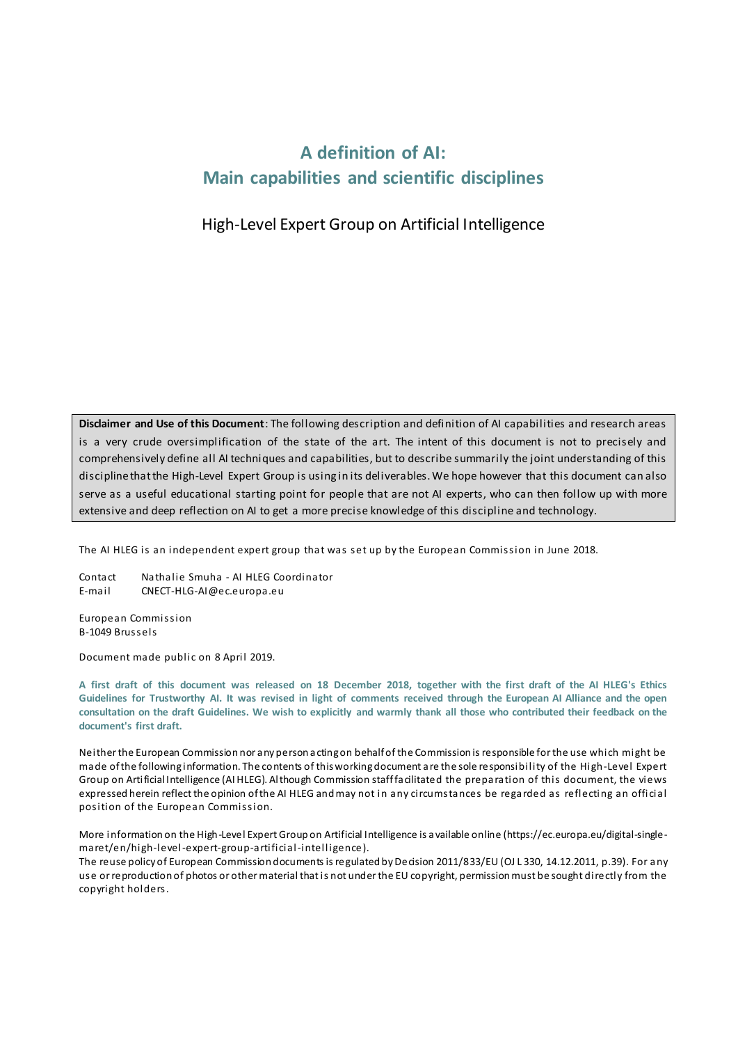# A definition of AI:
# Main capabilities and scientific disciplines

High-Level Expert Group on Artificial Intelligence

**Disclaimer and Use of this Document**: The following description and definition of AI capabilities and research areas is a very crude oversimplification of the state of the art. The intent of this document is not to precisely and comprehensively define all AI techniques and capabilities, but to describe summarily the joint understanding of this discipline that the High-Level Expert Group is using in its deliverables. We hope however that this document can also serve as a useful educational starting point for people that are not AI experts, who can then follow up with more extensive and deep reflection on AI to get a more precise knowledge of this discipline and technology.

The AI HLEG is an independent expert group that was set up by the European Commission in June 2018.

Contact Nathalie Smuha - AI HLEG Coordinator
E-mail CNECT-HLG-AI@ec.europa.eu

European Commission
B-1049 Brussels

Document made public on 8 April 2019.

**A first draft of this document was released on 18 December 2018, together with the first draft of the AI HLEG's Ethics Guidelines for Trustworthy AI. It was revised in light of comments received through the European AI Alliance and the open consultation on the draft Guidelines. We wish to explicitly and warmly thank all those who contributed their feedback on the document's first draft.**

Neither the European Commission nor any person acting on behalf of the Commission is responsible for the use which might be made of the following information. The contents of this working document are the sole responsibility of the High-Level Expert Group on Artificial Intelligence (AI HLEG). Although Commission staff facilitated the preparation of this document, the views expressed herein reflect the opinion of the AI HLEG and may not in any circumstances be regarded as reflecting an official position of the European Commission.

More information on the High-Level Expert Group on Artificial Intelligence is available online (https://ec.europa.eu/digital-single-maret/en/high-level-expert-group-artificial-intelligence).
The reuse policy of European Commission documents is regulated by Decision 2011/833/EU (OJ L 330, 14.12.2011, p.39). For any use or reproduction of photos or other material that is not under the EU copyright, permission must be sought directly from the copyright holders.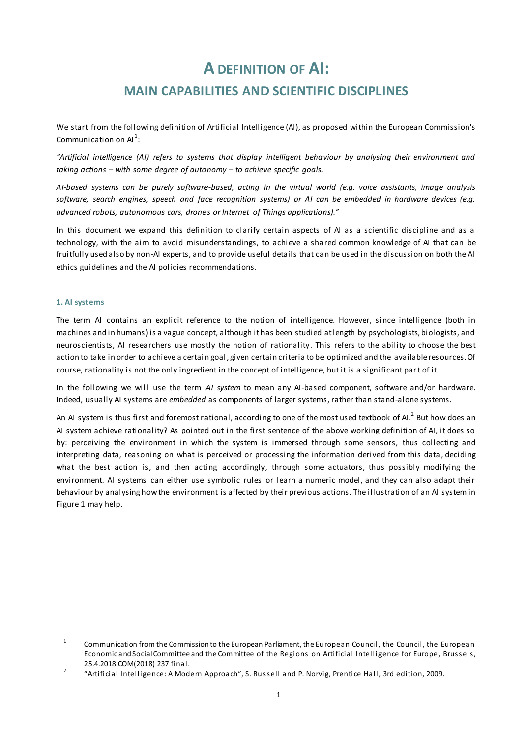# A DEFINITION OF AI:
## MAIN CAPABILITIES AND SCIENTIFIC DISCIPLINES

We start from the following definition of Artificial Intelligence (AI), as proposed within the European Commission's Communication on AI[1]:

*"Artificial intelligence (AI) refers to systems that display intelligent behaviour by analysing their environment and taking actions – with some degree of autonomy – to achieve specific goals.*

*AI-based systems can be purely software-based, acting in the virtual world (e.g. voice assistants, image analysis software, search engines, speech and face recognition systems) or AI can be embedded in hardware devices (e.g. advanced robots, autonomous cars, drones or Internet of Things applications)."*

In this document we expand this definition to clarify certain aspects of AI as a scientific discipline and as a technology, with the aim to avoid misunderstandings, to achieve a shared common knowledge of AI that can be fruitfully used also by non-AI experts, and to provide useful details that can be used in the discussion on both the AI ethics guidelines and the AI policies recommendations.

### 1. AI systems

The term AI contains an explicit reference to the notion of intelligence. However, since intelligence (both in machines and in humans) is a vague concept, although it has been studied at length by psychologists, biologists, and neuroscientists, AI researchers use mostly the notion of rationality. This refers to the ability to choose the best action to take in order to achieve a certain goal, given certain criteria to be optimized and the available resources. Of course, rationality is not the only ingredient in the concept of intelligence, but it is a significant part of it.

In the following we will use the term *AI system* to mean any AI-based component, software and/or hardware. Indeed, usually AI systems are *embedded* as components of larger systems, rather than stand-alone systems.

An AI system is thus first and foremost rational, according to one of the most used textbook of AI.[2] But how does an AI system achieve rationality? As pointed out in the first sentence of the above working definition of AI, it does so by: perceiving the environment in which the system is immersed through some sensors, thus collecting and interpreting data, reasoning on what is perceived or processing the information derived from this data, deciding what the best action is, and then acting accordingly, through some actuators, thus possibly modifying the environment. AI systems can either use symbolic rules or learn a numeric model, and they can also adapt their behaviour by analysing how the environment is affected by their previous actions. The illustration of an AI system in Figure 1 may help.

---

[1] Communication from the Commission to the European Parliament, the European Council, the Council, the European Economic and Social Committee and the Committee of the Regions on Artificial Intelligence for Europe, Brussels, 25.4.2018 COM(2018) 237 final.

[2] "Artificial Intelligence: A Modern Approach", S. Russell and P. Norvig, Prentice Hall, 3rd edition, 2009.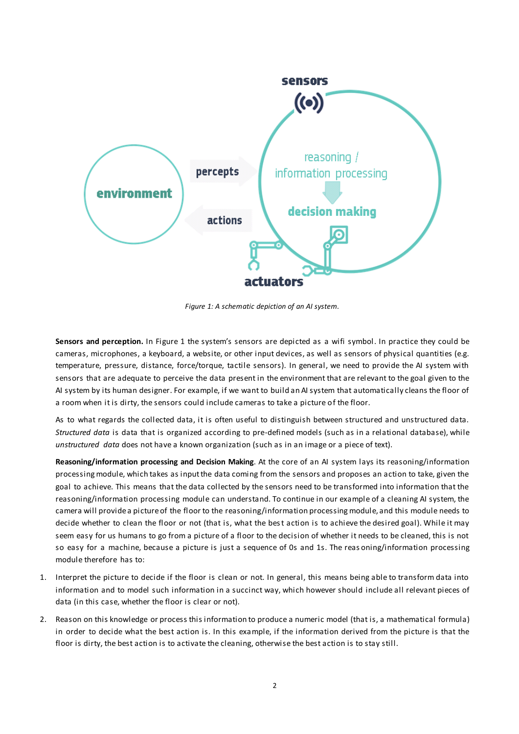*Figure 1: A schematic depiction of an AI system.*

**Sensors and perception.** In Figure 1 the system's sensors are depicted as a wifi symbol. In practice they could be cameras, microphones, a keyboard, a website, or other input devices, as well as sensors of physical quantities (e.g. temperature, pressure, distance, force/torque, tactile sensors). In general, we need to provide the AI system with sensors that are adequate to perceive the data present in the environment that are relevant to the goal given to the AI system by its human designer. For example, if we want to build an AI system that automatically cleans the floor of a room when it is dirty, the sensors could include cameras to take a picture of the floor.

As to what regards the collected data, it is often useful to distinguish between structured and unstructured data. *Structured data* is data that is organized according to pre-defined models (such as in a relational database), while *unstructured data* does not have a known organization (such as in an image or a piece of text).

**Reasoning/information processing and Decision Making**. At the core of an AI system lays its reasoning/information processing module, which takes as input the data coming from the sensors and proposes an action to take, given the goal to achieve. This means that the data collected by the sensors need to be transformed into information that the reasoning/information processing module can understand. To continue in our example of a cleaning AI system, the camera will provide a picture of the floor to the reasoning/information processing module, and this module needs to decide whether to clean the floor or not (that is, what the best action is to achieve the desired goal). While it may seem easy for us humans to go from a picture of a floor to the decision of whether it needs to be cleaned, this is not so easy for a machine, because a picture is just a sequence of 0s and 1s. The reasoning/information processing module therefore has to:

1. Interpret the picture to decide if the floor is clean or not. In general, this means being able to transform data into information and to model such information in a succinct way, which however should include all relevant pieces of data (in this case, whether the floor is clear or not).
2. Reason on this knowledge or process this information to produce a numeric model (that is, a mathematical formula) in order to decide what the best action is. In this example, if the information derived from the picture is that the floor is dirty, the best action is to activate the cleaning, otherwise the best action is to stay still.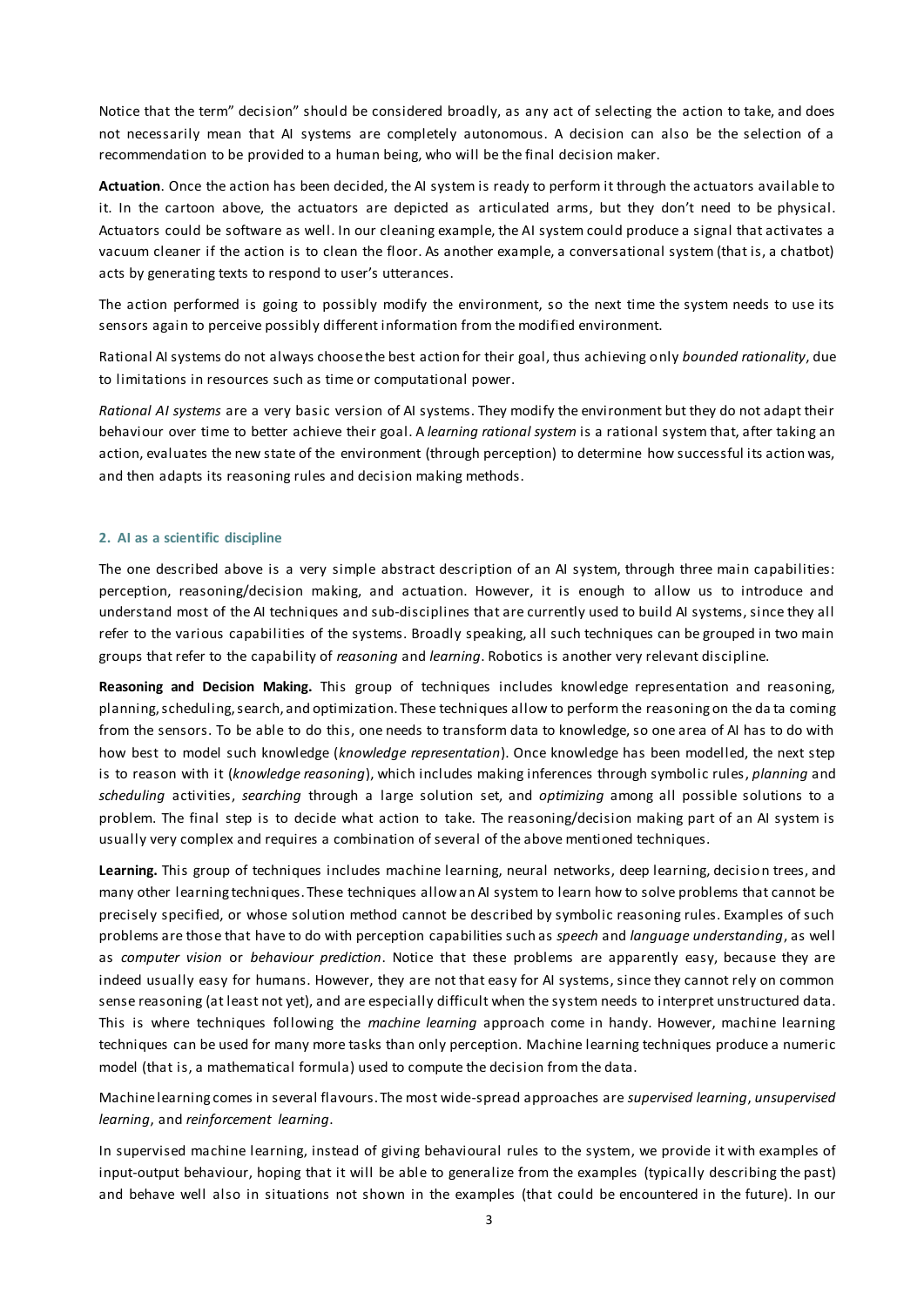Notice that the term" decision" should be considered broadly, as any act of selecting the action to take, and does not necessarily mean that AI systems are completely autonomous. A decision can also be the selection of a recommendation to be provided to a human being, who will be the final decision maker.

**Actuation**. Once the action has been decided, the AI system is ready to perform it through the actuators available to it. In the cartoon above, the actuators are depicted as articulated arms, but they don't need to be physical. Actuators could be software as well. In our cleaning example, the AI system could produce a signal that activates a vacuum cleaner if the action is to clean the floor. As another example, a conversational system (that is, a chatbot) acts by generating texts to respond to user's utterances.

The action performed is going to possibly modify the environment, so the next time the system needs to use its sensors again to perceive possibly different information from the modified environment.

Rational AI systems do not always choose the best action for their goal, thus achieving only *bounded rationality*, due to limitations in resources such as time or computational power.

*Rational AI systems* are a very basic version of AI systems. They modify the environment but they do not adapt their behaviour over time to better achieve their goal. A *learning rational system* is a rational system that, after taking an action, evaluates the new state of the environment (through perception) to determine how successful its action was, and then adapts its reasoning rules and decision making methods.

#### 2. AI as a scientific discipline

The one described above is a very simple abstract description of an AI system, through three main capabilities: perception, reasoning/decision making, and actuation. However, it is enough to allow us to introduce and understand most of the AI techniques and sub-disciplines that are currently used to build AI systems, since they all refer to the various capabilities of the systems. Broadly speaking, all such techniques can be grouped in two main groups that refer to the capability of *reasoning* and *learning*. Robotics is another very relevant discipline.

**Reasoning and Decision Making.** This group of techniques includes knowledge representation and reasoning, planning, scheduling, search, and optimization. These techniques allow to perform the reasoning on the data coming from the sensors. To be able to do this, one needs to transform data to knowledge, so one area of AI has to do with how best to model such knowledge (*knowledge representation*). Once knowledge has been modelled, the next step is to reason with it (*knowledge reasoning*), which includes making inferences through symbolic rules, *planning* and *scheduling* activities, *searching* through a large solution set, and *optimizing* among all possible solutions to a problem. The final step is to decide what action to take. The reasoning/decision making part of an AI system is usually very complex and requires a combination of several of the above mentioned techniques.

**Learning.** This group of techniques includes machine learning, neural networks, deep learning, decision trees, and many other learning techniques. These techniques allow an AI system to learn how to solve problems that cannot be precisely specified, or whose solution method cannot be described by symbolic reasoning rules. Examples of such problems are those that have to do with perception capabilities such as *speech* and *language understanding*, as well as *computer vision* or *behaviour prediction*. Notice that these problems are apparently easy, because they are indeed usually easy for humans. However, they are not that easy for AI systems, since they cannot rely on common sense reasoning (at least not yet), and are especially difficult when the system needs to interpret unstructured data. This is where techniques following the *machine learning* approach come in handy. However, machine learning techniques can be used for many more tasks than only perception. Machine learning techniques produce a numeric model (that is, a mathematical formula) used to compute the decision from the data.

Machine learning comes in several flavours. The most wide-spread approaches are *supervised learning*, *unsupervised learning*, and *reinforcement learning*.

In supervised machine learning, instead of giving behavioural rules to the system, we provide it with examples of input-output behaviour, hoping that it will be able to generalize from the examples (typically describing the past) and behave well also in situations not shown in the examples (that could be encountered in the future). In our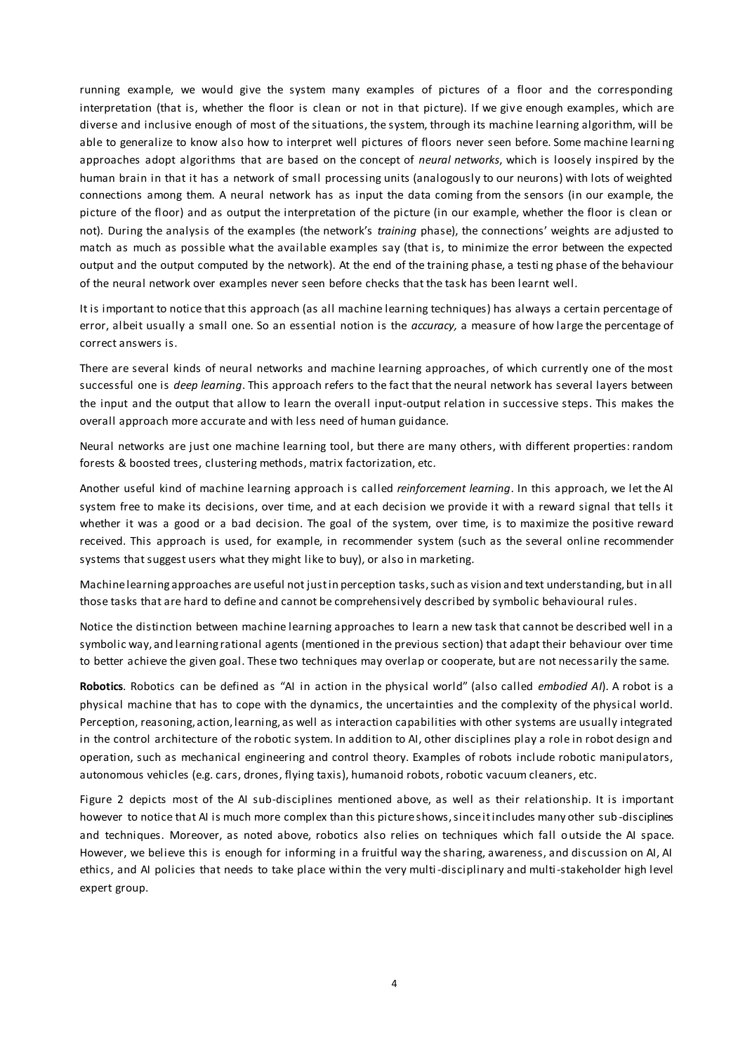running example, we would give the system many examples of pictures of a floor and the corresponding interpretation (that is, whether the floor is clean or not in that picture). If we give enough examples, which are diverse and inclusive enough of most of the situations, the system, through its machine learning algorithm, will be able to generalize to know also how to interpret well pictures of floors never seen before. Some machine learning approaches adopt algorithms that are based on the concept of *neural networks*, which is loosely inspired by the human brain in that it has a network of small processing units (analogously to our neurons) with lots of weighted connections among them. A neural network has as input the data coming from the sensors (in our example, the picture of the floor) and as output the interpretation of the picture (in our example, whether the floor is clean or not). During the analysis of the examples (the network's *training* phase), the connections' weights are adjusted to match as much as possible what the available examples say (that is, to minimize the error between the expected output and the output computed by the network). At the end of the training phase, a testing phase of the behaviour of the neural network over examples never seen before checks that the task has been learnt well.

It is important to notice that this approach (as all machine learning techniques) has always a certain percentage of error, albeit usually a small one. So an essential notion is the *accuracy,* a measure of how large the percentage of correct answers is.

There are several kinds of neural networks and machine learning approaches, of which currently one of the most successful one is *deep learning*. This approach refers to the fact that the neural network has several layers between the input and the output that allow to learn the overall input-output relation in successive steps. This makes the overall approach more accurate and with less need of human guidance.

Neural networks are just one machine learning tool, but there are many others, with different properties: random forests & boosted trees, clustering methods, matrix factorization, etc.

Another useful kind of machine learning approach is called *reinforcement learning*. In this approach, we let the AI system free to make its decisions, over time, and at each decision we provide it with a reward signal that tells it whether it was a good or a bad decision. The goal of the system, over time, is to maximize the positive reward received. This approach is used, for example, in recommender system (such as the several online recommender systems that suggest users what they might like to buy), or also in marketing.

Machine learning approaches are useful not just in perception tasks, such as vision and text understanding, but in all those tasks that are hard to define and cannot be comprehensively described by symbolic behavioural rules.

Notice the distinction between machine learning approaches to learn a new task that cannot be described well in a symbolic way, and learning rational agents (mentioned in the previous section) that adapt their behaviour over time to better achieve the given goal. These two techniques may overlap or cooperate, but are not necessarily the same.

**Robotics**. Robotics can be defined as "AI in action in the physical world" (also called *embodied AI*). A robot is a physical machine that has to cope with the dynamics, the uncertainties and the complexity of the physical world. Perception, reasoning, action, learning, as well as interaction capabilities with other systems are usually integrated in the control architecture of the robotic system. In addition to AI, other disciplines play a role in robot design and operation, such as mechanical engineering and control theory. Examples of robots include robotic manipulators, autonomous vehicles (e.g. cars, drones, flying taxis), humanoid robots, robotic vacuum cleaners, etc.

Figure 2 depicts most of the AI sub-disciplines mentioned above, as well as their relationship. It is important however to notice that AI is much more complex than this picture shows, since it includes many other sub-disciplines and techniques. Moreover, as noted above, robotics also relies on techniques which fall outside the AI space. However, we believe this is enough for informing in a fruitful way the sharing, awareness, and discussion on AI, AI ethics, and AI policies that needs to take place within the very multi-disciplinary and multi-stakeholder high level expert group.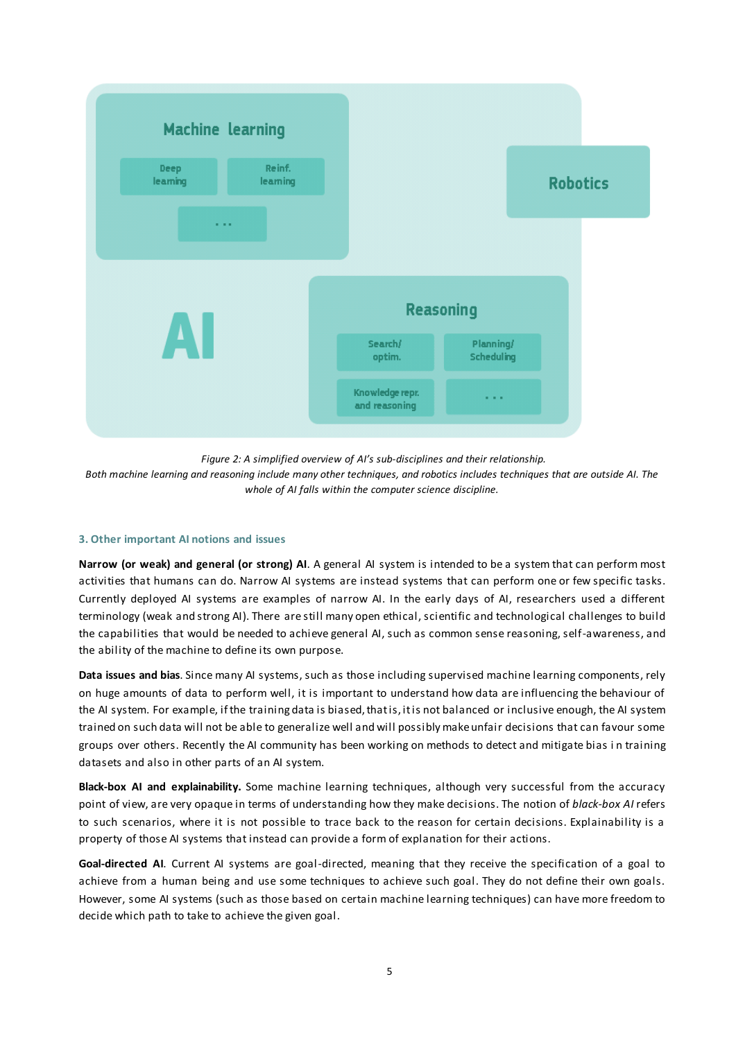Figure 2: A simplified overview of AI's sub-disciplines and their relationship.
Both machine learning and reasoning include many other techniques, and robotics includes techniques that are outside AI. The whole of AI falls within the computer science discipline.

### 3. Other important AI notions and issues

**Narrow (or weak) and general (or strong) AI**. A general AI system is intended to be a system that can perform most activities that humans can do. Narrow AI systems are instead systems that can perform one or few specific tasks. Currently deployed AI systems are examples of narrow AI. In the early days of AI, researchers used a different terminology (weak and strong AI). There are still many open ethical, scientific and technological challenges to build the capabilities that would be needed to achieve general AI, such as common sense reasoning, self-awareness, and the ability of the machine to define its own purpose.

**Data issues and bias**. Since many AI systems, such as those including supervised machine learning components, rely on huge amounts of data to perform well, it is important to understand how data are influencing the behaviour of the AI system. For example, if the training data is biased, that is, it is not balanced or inclusive enough, the AI system trained on such data will not be able to generalize well and will possibly make unfair decisions that can favour some groups over others. Recently the AI community has been working on methods to detect and mitigate bias in training datasets and also in other parts of an AI system.

**Black-box AI and explainability.** Some machine learning techniques, although very successful from the accuracy point of view, are very opaque in terms of understanding how they make decisions. The notion of *black-box AI* refers to such scenarios, where it is not possible to trace back to the reason for certain decisions. Explainability is a property of those AI systems that instead can provide a form of explanation for their actions.

**Goal-directed AI**. Current AI systems are goal-directed, meaning that they receive the specification of a goal to achieve from a human being and use some techniques to achieve such goal. They do not define their own goals. However, some AI systems (such as those based on certain machine learning techniques) can have more freedom to decide which path to take to achieve the given goal.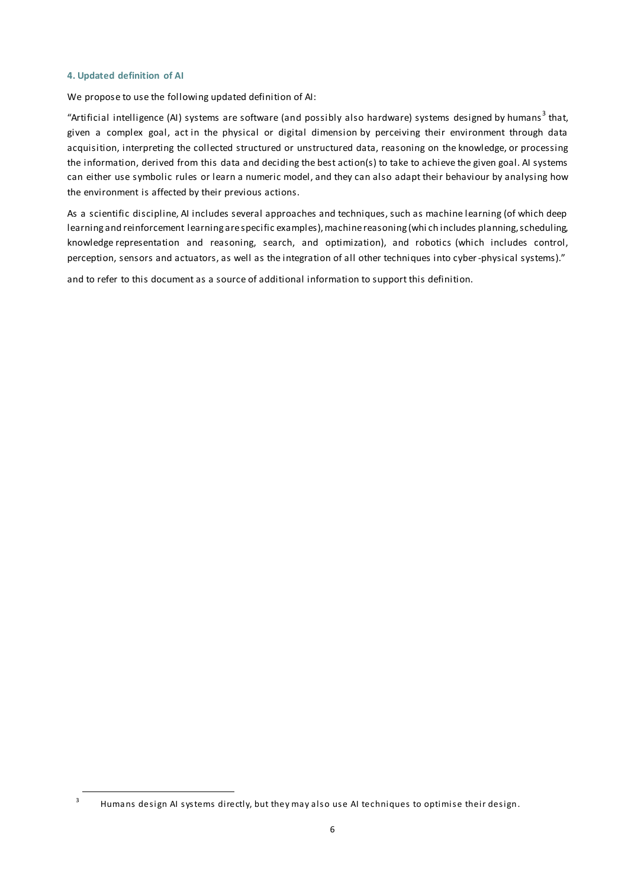#### 4. Updated definition of AI

We propose to use the following updated definition of AI:

"Artificial intelligence (AI) systems are software (and possibly also hardware) systems designed by humans[3] that, given a complex goal, act in the physical or digital dimension by perceiving their environment through data acquisition, interpreting the collected structured or unstructured data, reasoning on the knowledge, or processing the information, derived from this data and deciding the best action(s) to take to achieve the given goal. AI systems can either use symbolic rules or learn a numeric model, and they can also adapt their behaviour by analysing how the environment is affected by their previous actions.

As a scientific discipline, AI includes several approaches and techniques, such as machine learning (of which deep learning and reinforcement learning are specific examples), machine reasoning (which includes planning, scheduling, knowledge representation and reasoning, search, and optimization), and robotics (which includes control, perception, sensors and actuators, as well as the integration of all other techniques into cyber-physical systems)."

and to refer to this document as a source of additional information to support this definition.

---

[3] Humans design AI systems directly, but they may also use AI techniques to optimise their design.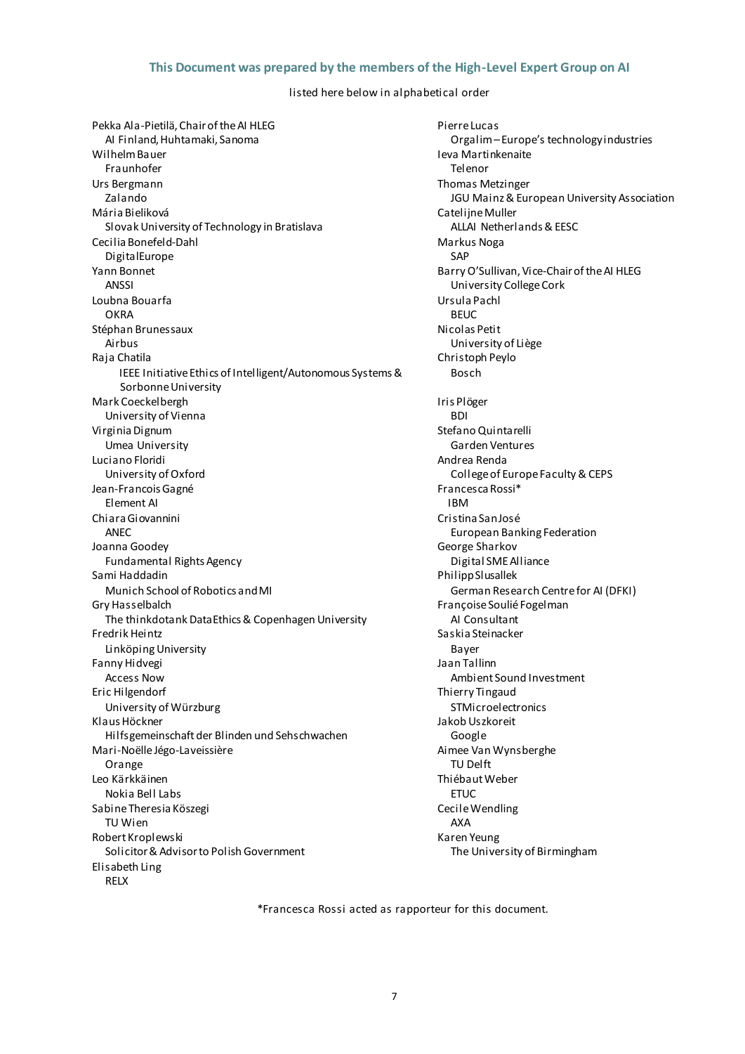### This Document was prepared by the members of the High-Level Expert Group on AI

listed here below in alphabetical order

Pekka Ala-Pietilä, Chair of the AI HLEG
AI Finland, Huhtamaki, Sanoma

Wilhelm Bauer
Fraunhofer

Urs Bergmann
Zalando

Mária Bieliková
Slovak University of Technology in Bratislava

Cecilia Bonefeld-Dahl
DigitalEurope

Yann Bonnet
ANSSI

Loubna Bouarfa
OKRA

Stéphan Brunessaux
Airbus

Raja Chatila
IEEE Initiative Ethics of Intelligent/Autonomous Systems & Sorbonne University

Mark Coeckelbergh
University of Vienna

Virginia Dignum
Umea University

Luciano Floridi
University of Oxford

Jean-Francois Gagné
Element AI

Chiara Giovannini
ANEC

Joanna Goodey
Fundamental Rights Agency

Sami Haddadin
Munich School of Robotics and MI

Gry Hasselbalch
The thinkdotank DataEthics & Copenhagen University

Fredrik Heintz
Linköping University

Fanny Hidvegi
Access Now

Eric Hilgendorf
University of Würzburg

Klaus Höckner
Hilfsgemeinschaft der Blinden und Sehschwachen

Mari-Noëlle Jégo-Laveissière
Orange

Leo Kärkkäinen
Nokia Bell Labs

Sabine Theresia Köszegi
TU Wien

Robert Kroplewski
Solicitor & Advisor to Polish Government

Elisabeth Ling
RELX

Pierre Lucas
Orgalim – Europe's technology industries

Ieva Martinkenaite
Telenor

Thomas Metzinger
JGU Mainz & European University Association

Catelijne Muller
ALLAI Netherlands & EESC

Markus Noga
SAP

Barry O'Sullivan, Vice-Chair of the AI HLEG
University College Cork

Ursula Pachl
BEUC

Nicolas Petit
University of Liège

Christoph Peylo
Bosch

Iris Plöger
BDI

Stefano Quintarelli
Garden Ventures

Andrea Renda
College of Europe Faculty & CEPS

Francesca Rossi*
IBM

Cristina San José
European Banking Federation

George Sharkov
Digital SME Alliance

Philipp Slusallek
German Research Centre for AI (DFKI)

Françoise Soulié Fogelman
AI Consultant

Saskia Steinacker
Bayer

Jaan Tallinn
Ambient Sound Investment

Thierry Tingaud
STMicroelectronics

Jakob Uszkoreit
Google

Aimee Van Wynsberghe
TU Delft

Thiébaut Weber
ETUC

Cecile Wendling
AXA

Karen Yeung
The University of Birmingham

*Francesca Rossi acted as rapporteur for this document.